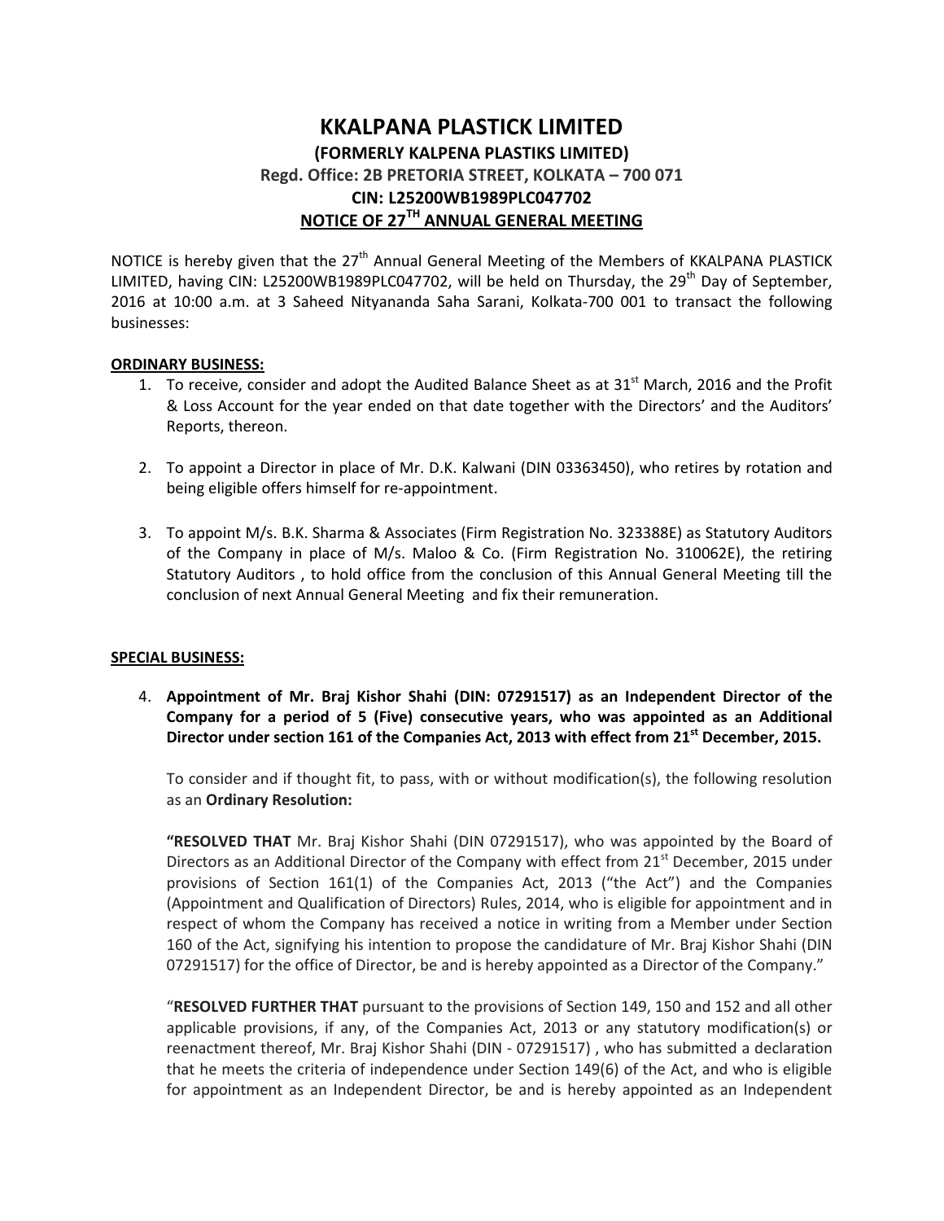# KKALPANA PLASTICK LIMITED

## (FORMERLY KALPENA PLASTIKS LIMITED)

### Regd. Office: 2B PRETORIA STREET, KOLKATA – 700 071

### CIN: L25200WB1989PLC047702

### NOTICE OF 27TH ANNUAL GENERAL MEETING

NOTICE is hereby given that the 27th Annual General Meeting of the Members of KKALPANA PLASTICK LIMITED, having CIN: L25200WB1989PLC047702, will be held on Thursday, the 29th Day of September, 2016 at 10:00 a.m. at 3 Saheed Nityananda Saha Sarani, Kolkata-700 001 to transact the following businesses:

**ORDINARY BUSINESS:**

1. To receive, consider and adopt the Audited Balance Sheet as at 31st March, 2016 and the Profit & Loss Account for the year ended on that date together with the Directors' and the Auditors' Reports, thereon.

2. To appoint a Director in place of Mr. D.K. Kalwani (DIN 03363450), who retires by rotation and being eligible offers himself for re-appointment.

3. To appoint M/s. B.K. Sharma & Associates (Firm Registration No. 323388E) as Statutory Auditors of the Company in place of M/s. Maloo & Co. (Firm Registration No. 310062E), the retiring Statutory Auditors , to hold office from the conclusion of this Annual General Meeting till the conclusion of next Annual General Meeting and fix their remuneration.

**SPECIAL BUSINESS:**

4. **Appointment of Mr. Braj Kishor Shahi (DIN: 07291517) as an Independent Director of the Company for a period of 5 (Five) consecutive years, who was appointed as an Additional Director under section 161 of the Companies Act, 2013 with effect from 21st December, 2015.**

   To consider and if thought fit, to pass, with or without modification(s), the following resolution as an **Ordinary Resolution:**

   **"RESOLVED THAT** Mr. Braj Kishor Shahi (DIN 07291517), who was appointed by the Board of Directors as an Additional Director of the Company with effect from 21st December, 2015 under provisions of Section 161(1) of the Companies Act, 2013 ("the Act") and the Companies (Appointment and Qualification of Directors) Rules, 2014, who is eligible for appointment and in respect of whom the Company has received a notice in writing from a Member under Section 160 of the Act, signifying his intention to propose the candidature of Mr. Braj Kishor Shahi (DIN 07291517) for the office of Director, be and is hereby appointed as a Director of the Company."

   "**RESOLVED FURTHER THAT** pursuant to the provisions of Section 149, 150 and 152 and all other applicable provisions, if any, of the Companies Act, 2013 or any statutory modification(s) or reenactment thereof, Mr. Braj Kishor Shahi (DIN - 07291517) , who has submitted a declaration that he meets the criteria of independence under Section 149(6) of the Act, and who is eligible for appointment as an Independent Director, be and is hereby appointed as an Independent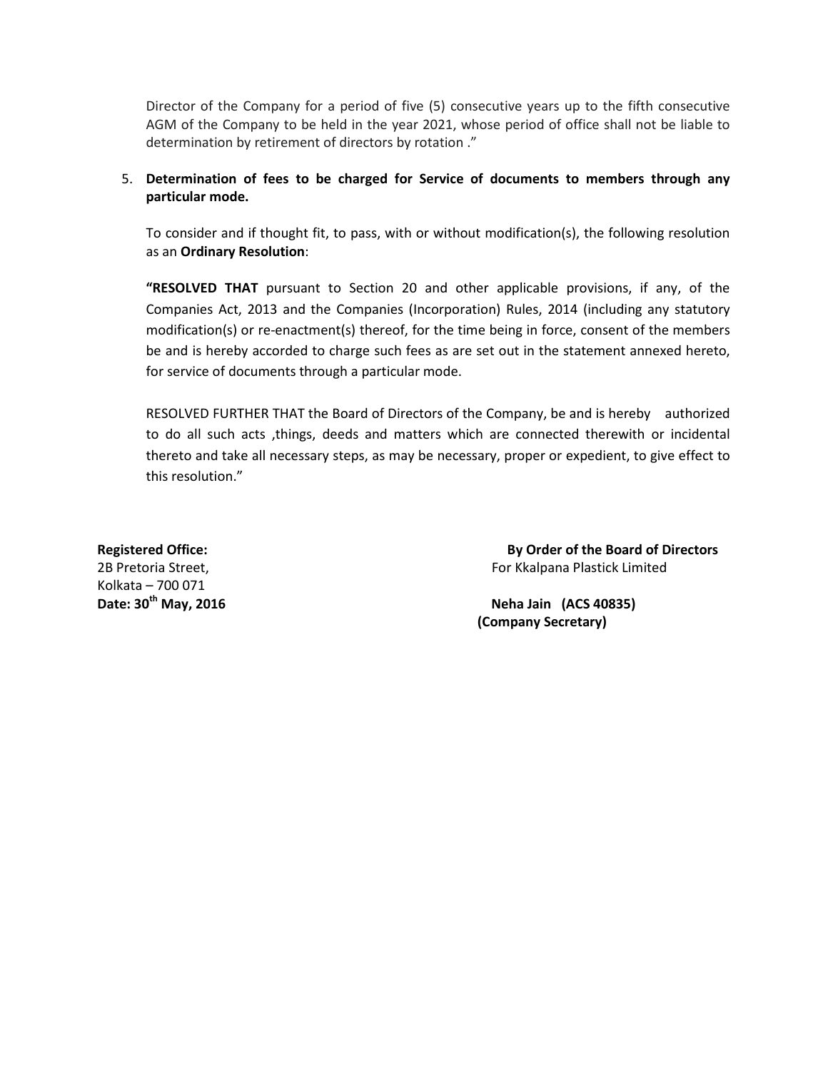Director of the Company for a period of five (5) consecutive years up to the fifth consecutive AGM of the Company to be held in the year 2021, whose period of office shall not be liable to determination by retirement of directors by rotation ."

5. **Determination of fees to be charged for Service of documents to members through any particular mode.**

   To consider and if thought fit, to pass, with or without modification(s), the following resolution as an **Ordinary Resolution**:

   **"RESOLVED THAT** pursuant to Section 20 and other applicable provisions, if any, of the Companies Act, 2013 and the Companies (Incorporation) Rules, 2014 (including any statutory modification(s) or re-enactment(s) thereof, for the time being in force, consent of the members be and is hereby accorded to charge such fees as are set out in the statement annexed hereto, for service of documents through a particular mode.

   RESOLVED FURTHER THAT the Board of Directors of the Company, be and is hereby authorized to do all such acts ,things, deeds and matters which are connected therewith or incidental thereto and take all necessary steps, as may be necessary, proper or expedient, to give effect to this resolution."

**Registered Office:**
2B Pretoria Street,
Kolkata – 700 071
**Date: 30th May, 2016**

**By Order of the Board of Directors**
For Kkalpana Plastick Limited

**Neha Jain (ACS 40835)**
**(Company Secretary)**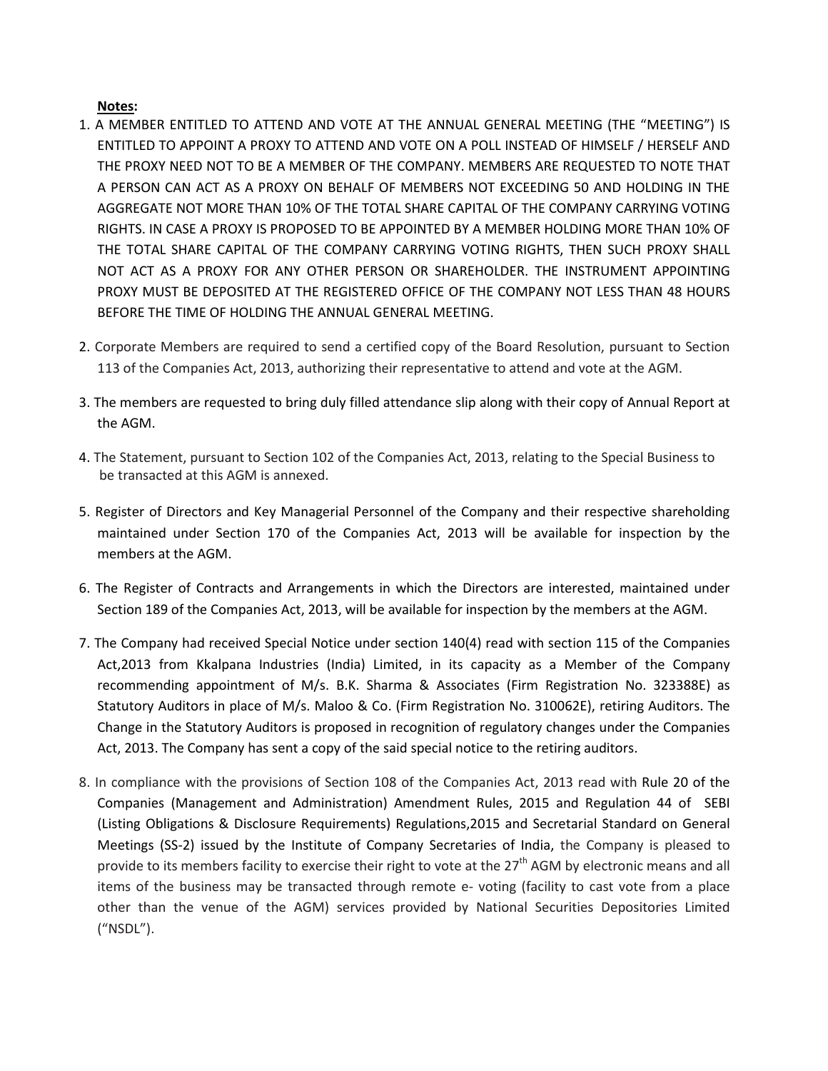**Notes:**

1. A MEMBER ENTITLED TO ATTEND AND VOTE AT THE ANNUAL GENERAL MEETING (THE "MEETING") IS ENTITLED TO APPOINT A PROXY TO ATTEND AND VOTE ON A POLL INSTEAD OF HIMSELF / HERSELF AND THE PROXY NEED NOT TO BE A MEMBER OF THE COMPANY. MEMBERS ARE REQUESTED TO NOTE THAT A PERSON CAN ACT AS A PROXY ON BEHALF OF MEMBERS NOT EXCEEDING 50 AND HOLDING IN THE AGGREGATE NOT MORE THAN 10% OF THE TOTAL SHARE CAPITAL OF THE COMPANY CARRYING VOTING RIGHTS. IN CASE A PROXY IS PROPOSED TO BE APPOINTED BY A MEMBER HOLDING MORE THAN 10% OF THE TOTAL SHARE CAPITAL OF THE COMPANY CARRYING VOTING RIGHTS, THEN SUCH PROXY SHALL NOT ACT AS A PROXY FOR ANY OTHER PERSON OR SHAREHOLDER. THE INSTRUMENT APPOINTING PROXY MUST BE DEPOSITED AT THE REGISTERED OFFICE OF THE COMPANY NOT LESS THAN 48 HOURS BEFORE THE TIME OF HOLDING THE ANNUAL GENERAL MEETING.

2. Corporate Members are required to send a certified copy of the Board Resolution, pursuant to Section 113 of the Companies Act, 2013, authorizing their representative to attend and vote at the AGM.

3. The members are requested to bring duly filled attendance slip along with their copy of Annual Report at the AGM.

4. The Statement, pursuant to Section 102 of the Companies Act, 2013, relating to the Special Business to be transacted at this AGM is annexed.

5. Register of Directors and Key Managerial Personnel of the Company and their respective shareholding maintained under Section 170 of the Companies Act, 2013 will be available for inspection by the members at the AGM.

6. The Register of Contracts and Arrangements in which the Directors are interested, maintained under Section 189 of the Companies Act, 2013, will be available for inspection by the members at the AGM.

7. The Company had received Special Notice under section 140(4) read with section 115 of the Companies Act,2013 from Kkalpana Industries (India) Limited, in its capacity as a Member of the Company recommending appointment of M/s. B.K. Sharma & Associates (Firm Registration No. 323388E) as Statutory Auditors in place of M/s. Maloo & Co. (Firm Registration No. 310062E), retiring Auditors. The Change in the Statutory Auditors is proposed in recognition of regulatory changes under the Companies Act, 2013. The Company has sent a copy of the said special notice to the retiring auditors.

8. In compliance with the provisions of Section 108 of the Companies Act, 2013 read with Rule 20 of the Companies (Management and Administration) Amendment Rules, 2015 and Regulation 44 of SEBI (Listing Obligations & Disclosure Requirements) Regulations,2015 and Secretarial Standard on General Meetings (SS-2) issued by the Institute of Company Secretaries of India, the Company is pleased to provide to its members facility to exercise their right to vote at the 27th AGM by electronic means and all items of the business may be transacted through remote e- voting (facility to cast vote from a place other than the venue of the AGM) services provided by National Securities Depositories Limited ("NSDL").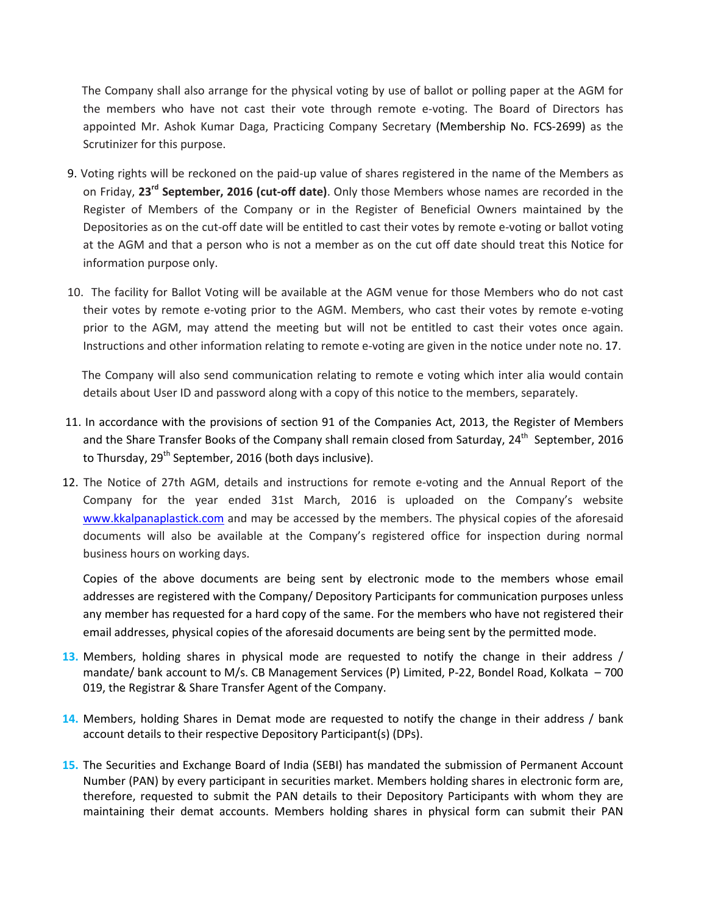The Company shall also arrange for the physical voting by use of ballot or polling paper at the AGM for the members who have not cast their vote through remote e-voting. The Board of Directors has appointed Mr. Ashok Kumar Daga, Practicing Company Secretary (Membership No. FCS-2699) as the Scrutinizer for this purpose.

9. Voting rights will be reckoned on the paid-up value of shares registered in the name of the Members as on Friday, **23rd September, 2016 (cut-off date)**. Only those Members whose names are recorded in the Register of Members of the Company or in the Register of Beneficial Owners maintained by the Depositories as on the cut-off date will be entitled to cast their votes by remote e-voting or ballot voting at the AGM and that a person who is not a member as on the cut off date should treat this Notice for information purpose only.

10. The facility for Ballot Voting will be available at the AGM venue for those Members who do not cast their votes by remote e-voting prior to the AGM. Members, who cast their votes by remote e-voting prior to the AGM, may attend the meeting but will not be entitled to cast their votes once again. Instructions and other information relating to remote e-voting are given in the notice under note no. 17.

    The Company will also send communication relating to remote e voting which inter alia would contain details about User ID and password along with a copy of this notice to the members, separately.

11. In accordance with the provisions of section 91 of the Companies Act, 2013, the Register of Members and the Share Transfer Books of the Company shall remain closed from Saturday, 24th September, 2016 to Thursday, 29th September, 2016 (both days inclusive).

12. The Notice of 27th AGM, details and instructions for remote e-voting and the Annual Report of the Company for the year ended 31st March, 2016 is uploaded on the Company's website www.kkalpanaplastick.com and may be accessed by the members. The physical copies of the aforesaid documents will also be available at the Company's registered office for inspection during normal business hours on working days.

    Copies of the above documents are being sent by electronic mode to the members whose email addresses are registered with the Company/ Depository Participants for communication purposes unless any member has requested for a hard copy of the same. For the members who have not registered their email addresses, physical copies of the aforesaid documents are being sent by the permitted mode.

13. Members, holding shares in physical mode are requested to notify the change in their address / mandate/ bank account to M/s. CB Management Services (P) Limited, P-22, Bondel Road, Kolkata – 700 019, the Registrar & Share Transfer Agent of the Company.

14. Members, holding Shares in Demat mode are requested to notify the change in their address / bank account details to their respective Depository Participant(s) (DPs).

15. The Securities and Exchange Board of India (SEBI) has mandated the submission of Permanent Account Number (PAN) by every participant in securities market. Members holding shares in electronic form are, therefore, requested to submit the PAN details to their Depository Participants with whom they are maintaining their demat accounts. Members holding shares in physical form can submit their PAN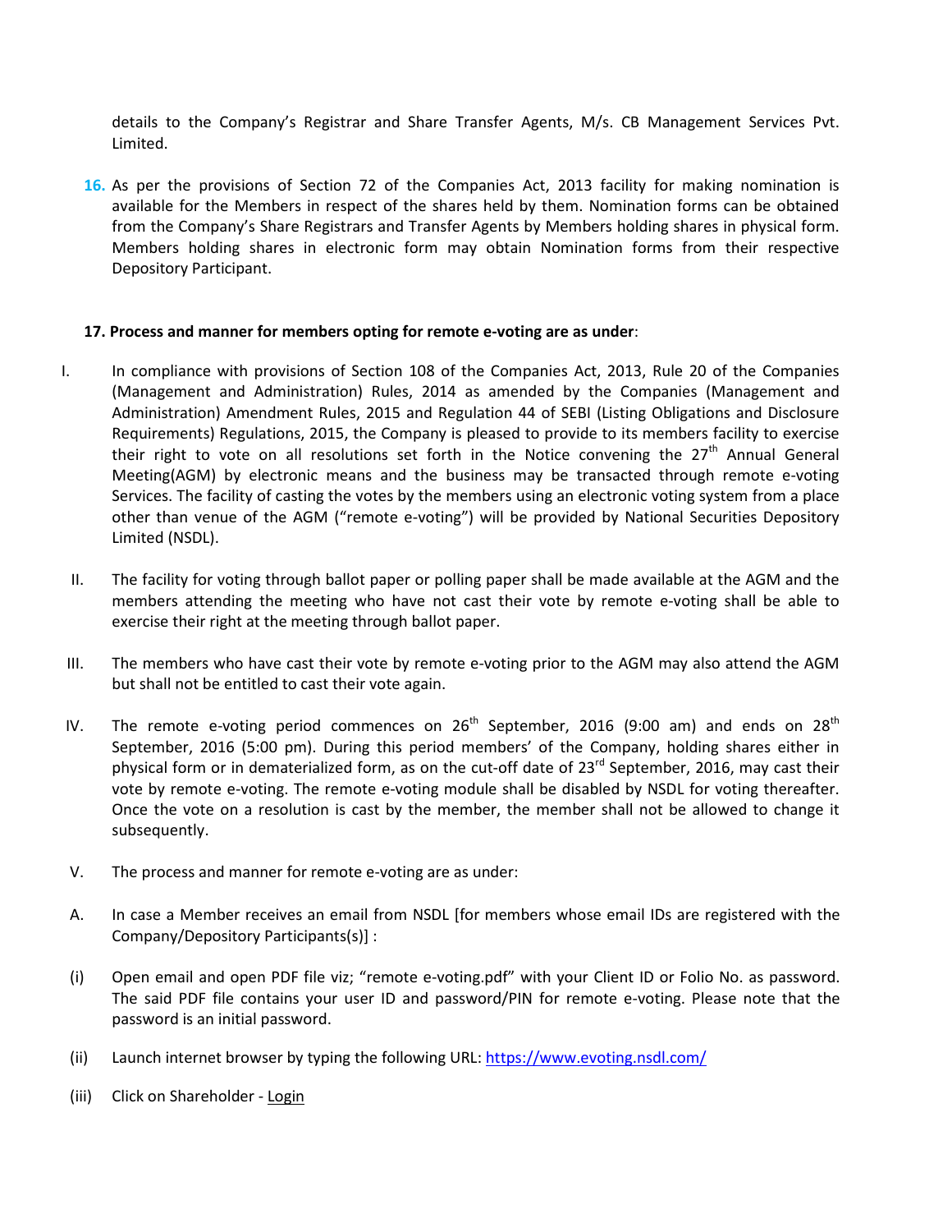details to the Company's Registrar and Share Transfer Agents, M/s. CB Management Services Pvt. Limited.

16. As per the provisions of Section 72 of the Companies Act, 2013 facility for making nomination is available for the Members in respect of the shares held by them. Nomination forms can be obtained from the Company's Share Registrars and Transfer Agents by Members holding shares in physical form. Members holding shares in electronic form may obtain Nomination forms from their respective Depository Participant.

**17. Process and manner for members opting for remote e-voting are as under**:

I. In compliance with provisions of Section 108 of the Companies Act, 2013, Rule 20 of the Companies (Management and Administration) Rules, 2014 as amended by the Companies (Management and Administration) Amendment Rules, 2015 and Regulation 44 of SEBI (Listing Obligations and Disclosure Requirements) Regulations, 2015, the Company is pleased to provide to its members facility to exercise their right to vote on all resolutions set forth in the Notice convening the 27th Annual General Meeting(AGM) by electronic means and the business may be transacted through remote e-voting Services. The facility of casting the votes by the members using an electronic voting system from a place other than venue of the AGM ("remote e-voting") will be provided by National Securities Depository Limited (NSDL).

II. The facility for voting through ballot paper or polling paper shall be made available at the AGM and the members attending the meeting who have not cast their vote by remote e-voting shall be able to exercise their right at the meeting through ballot paper.

III. The members who have cast their vote by remote e-voting prior to the AGM may also attend the AGM but shall not be entitled to cast their vote again.

IV. The remote e-voting period commences on 26th September, 2016 (9:00 am) and ends on 28th September, 2016 (5:00 pm). During this period members' of the Company, holding shares either in physical form or in dematerialized form, as on the cut-off date of 23rd September, 2016, may cast their vote by remote e-voting. The remote e-voting module shall be disabled by NSDL for voting thereafter. Once the vote on a resolution is cast by the member, the member shall not be allowed to change it subsequently.

V. The process and manner for remote e-voting are as under:

A. In case a Member receives an email from NSDL [for members whose email IDs are registered with the Company/Depository Participants(s)] :

(i) Open email and open PDF file viz; "remote e-voting.pdf" with your Client ID or Folio No. as password. The said PDF file contains your user ID and password/PIN for remote e-voting. Please note that the password is an initial password.

(ii) Launch internet browser by typing the following URL: https://www.evoting.nsdl.com/

(iii) Click on Shareholder - Login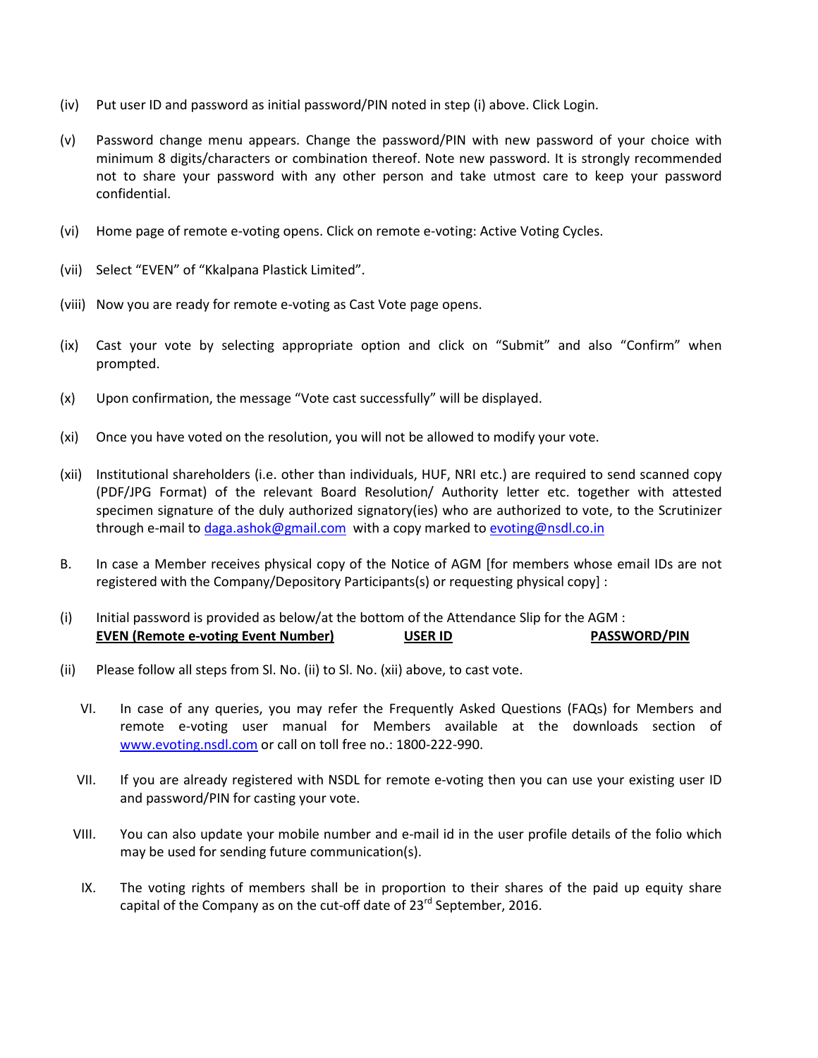(iv) Put user ID and password as initial password/PIN noted in step (i) above. Click Login.

(v) Password change menu appears. Change the password/PIN with new password of your choice with minimum 8 digits/characters or combination thereof. Note new password. It is strongly recommended not to share your password with any other person and take utmost care to keep your password confidential.

(vi) Home page of remote e-voting opens. Click on remote e-voting: Active Voting Cycles.

(vii) Select "EVEN" of "Kkalpana Plastick Limited".

(viii) Now you are ready for remote e-voting as Cast Vote page opens.

(ix) Cast your vote by selecting appropriate option and click on "Submit" and also "Confirm" when prompted.

(x) Upon confirmation, the message "Vote cast successfully" will be displayed.

(xi) Once you have voted on the resolution, you will not be allowed to modify your vote.

(xii) Institutional shareholders (i.e. other than individuals, HUF, NRI etc.) are required to send scanned copy (PDF/JPG Format) of the relevant Board Resolution/ Authority letter etc. together with attested specimen signature of the duly authorized signatory(ies) who are authorized to vote, to the Scrutinizer through e-mail to daga.ashok@gmail.com with a copy marked to evoting@nsdl.co.in

B. In case a Member receives physical copy of the Notice of AGM [for members whose email IDs are not registered with the Company/Depository Participants(s) or requesting physical copy] :

(i) Initial password is provided as below/at the bottom of the Attendance Slip for the AGM :

| **EVEN (Remote e-voting Event Number)** | **USER ID** | **PASSWORD/PIN** |
|---|---|---|

(ii) Please follow all steps from Sl. No. (ii) to Sl. No. (xii) above, to cast vote.

VI. In case of any queries, you may refer the Frequently Asked Questions (FAQs) for Members and remote e-voting user manual for Members available at the downloads section of www.evoting.nsdl.com or call on toll free no.: 1800-222-990.

VII. If you are already registered with NSDL for remote e-voting then you can use your existing user ID and password/PIN for casting your vote.

VIII. You can also update your mobile number and e-mail id in the user profile details of the folio which may be used for sending future communication(s).

IX. The voting rights of members shall be in proportion to their shares of the paid up equity share capital of the Company as on the cut-off date of 23rd September, 2016.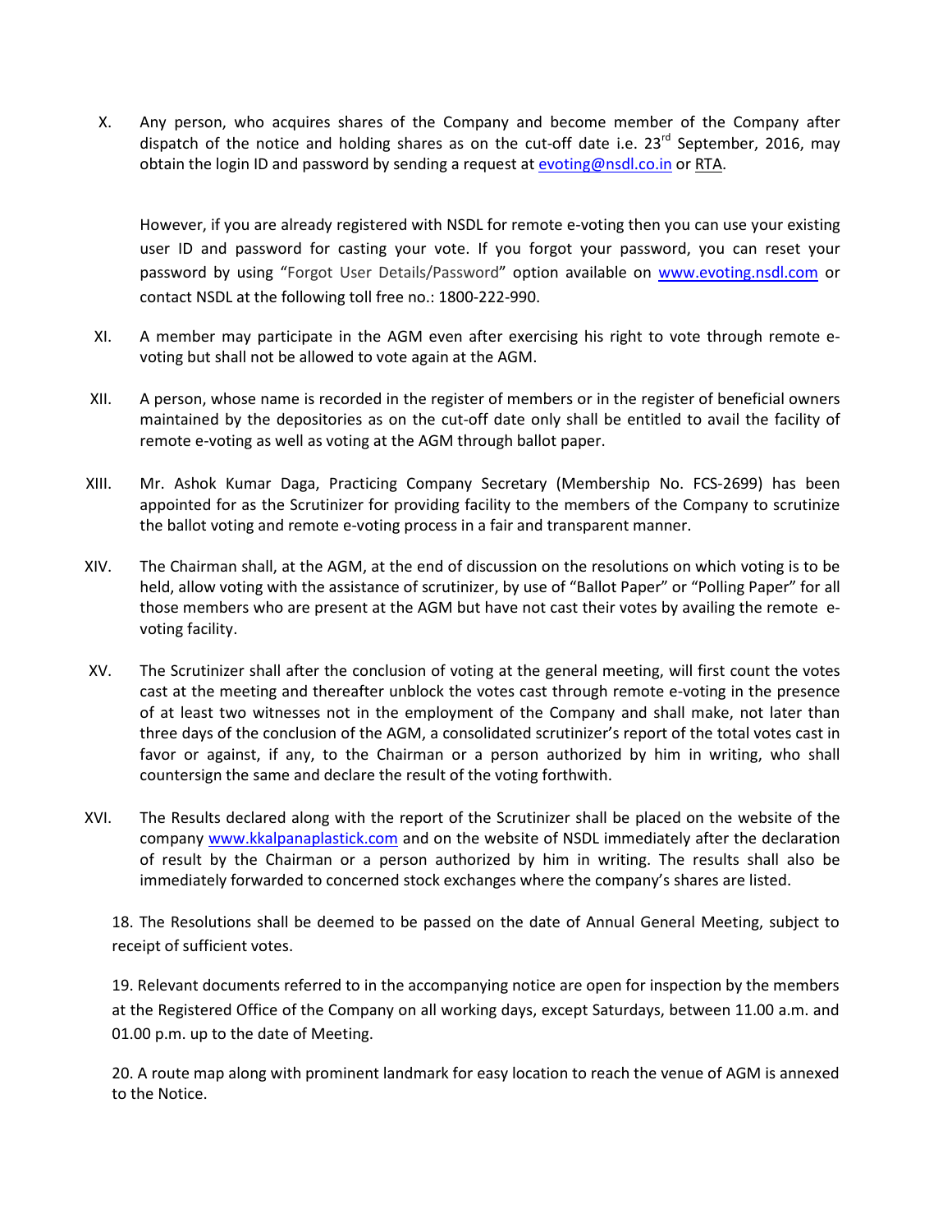X. Any person, who acquires shares of the Company and become member of the Company after dispatch of the notice and holding shares as on the cut-off date i.e. 23rd September, 2016, may obtain the login ID and password by sending a request at evoting@nsdl.co.in or RTA.

However, if you are already registered with NSDL for remote e-voting then you can use your existing user ID and password for casting your vote. If you forgot your password, you can reset your password by using "Forgot User Details/Password" option available on www.evoting.nsdl.com or contact NSDL at the following toll free no.: 1800-222-990.

XI. A member may participate in the AGM even after exercising his right to vote through remote e-voting but shall not be allowed to vote again at the AGM.

XII. A person, whose name is recorded in the register of members or in the register of beneficial owners maintained by the depositories as on the cut-off date only shall be entitled to avail the facility of remote e-voting as well as voting at the AGM through ballot paper.

XIII. Mr. Ashok Kumar Daga, Practicing Company Secretary (Membership No. FCS-2699) has been appointed for as the Scrutinizer for providing facility to the members of the Company to scrutinize the ballot voting and remote e-voting process in a fair and transparent manner.

XIV. The Chairman shall, at the AGM, at the end of discussion on the resolutions on which voting is to be held, allow voting with the assistance of scrutinizer, by use of "Ballot Paper" or "Polling Paper" for all those members who are present at the AGM but have not cast their votes by availing the remote e-voting facility.

XV. The Scrutinizer shall after the conclusion of voting at the general meeting, will first count the votes cast at the meeting and thereafter unblock the votes cast through remote e-voting in the presence of at least two witnesses not in the employment of the Company and shall make, not later than three days of the conclusion of the AGM, a consolidated scrutinizer's report of the total votes cast in favor or against, if any, to the Chairman or a person authorized by him in writing, who shall countersign the same and declare the result of the voting forthwith.

XVI. The Results declared along with the report of the Scrutinizer shall be placed on the website of the company www.kkalpanaplastick.com and on the website of NSDL immediately after the declaration of result by the Chairman or a person authorized by him in writing. The results shall also be immediately forwarded to concerned stock exchanges where the company's shares are listed.

18. The Resolutions shall be deemed to be passed on the date of Annual General Meeting, subject to receipt of sufficient votes.

19. Relevant documents referred to in the accompanying notice are open for inspection by the members at the Registered Office of the Company on all working days, except Saturdays, between 11.00 a.m. and 01.00 p.m. up to the date of Meeting.

20. A route map along with prominent landmark for easy location to reach the venue of AGM is annexed to the Notice.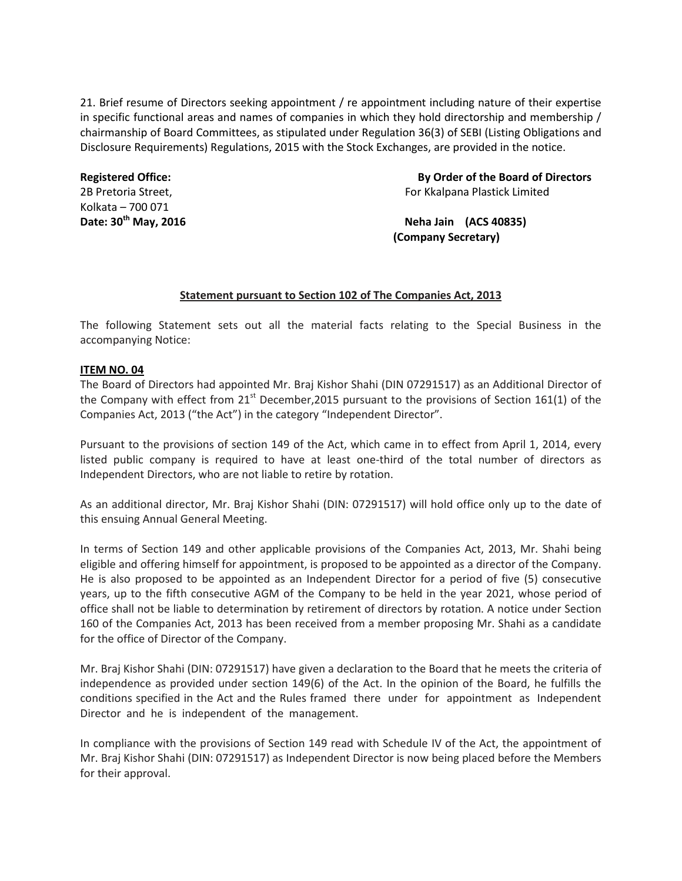21. Brief resume of Directors seeking appointment / re appointment including nature of their expertise in specific functional areas and names of companies in which they hold directorship and membership / chairmanship of Board Committees, as stipulated under Regulation 36(3) of SEBI (Listing Obligations and Disclosure Requirements) Regulations, 2015 with the Stock Exchanges, are provided in the notice.

**Registered Office:**
2B Pretoria Street,
Kolkata – 700 071
**Date: 30th May, 2016**

**By Order of the Board of Directors**
For Kkalpana Plastick Limited

**Neha Jain (ACS 40835)**
**(Company Secretary)**

## Statement pursuant to Section 102 of The Companies Act, 2013

The following Statement sets out all the material facts relating to the Special Business in the accompanying Notice:

### ITEM NO. 04

The Board of Directors had appointed Mr. Braj Kishor Shahi (DIN 07291517) as an Additional Director of the Company with effect from 21st December,2015 pursuant to the provisions of Section 161(1) of the Companies Act, 2013 ("the Act") in the category "Independent Director".

Pursuant to the provisions of section 149 of the Act, which came in to effect from April 1, 2014, every listed public company is required to have at least one-third of the total number of directors as Independent Directors, who are not liable to retire by rotation.

As an additional director, Mr. Braj Kishor Shahi (DIN: 07291517) will hold office only up to the date of this ensuing Annual General Meeting.

In terms of Section 149 and other applicable provisions of the Companies Act, 2013, Mr. Shahi being eligible and offering himself for appointment, is proposed to be appointed as a director of the Company. He is also proposed to be appointed as an Independent Director for a period of five (5) consecutive years, up to the fifth consecutive AGM of the Company to be held in the year 2021, whose period of office shall not be liable to determination by retirement of directors by rotation. A notice under Section 160 of the Companies Act, 2013 has been received from a member proposing Mr. Shahi as a candidate for the office of Director of the Company.

Mr. Braj Kishor Shahi (DIN: 07291517) have given a declaration to the Board that he meets the criteria of independence as provided under section 149(6) of the Act. In the opinion of the Board, he fulfills the conditions specified in the Act and the Rules framed there under for appointment as Independent Director and he is independent of the management.

In compliance with the provisions of Section 149 read with Schedule IV of the Act, the appointment of Mr. Braj Kishor Shahi (DIN: 07291517) as Independent Director is now being placed before the Members for their approval.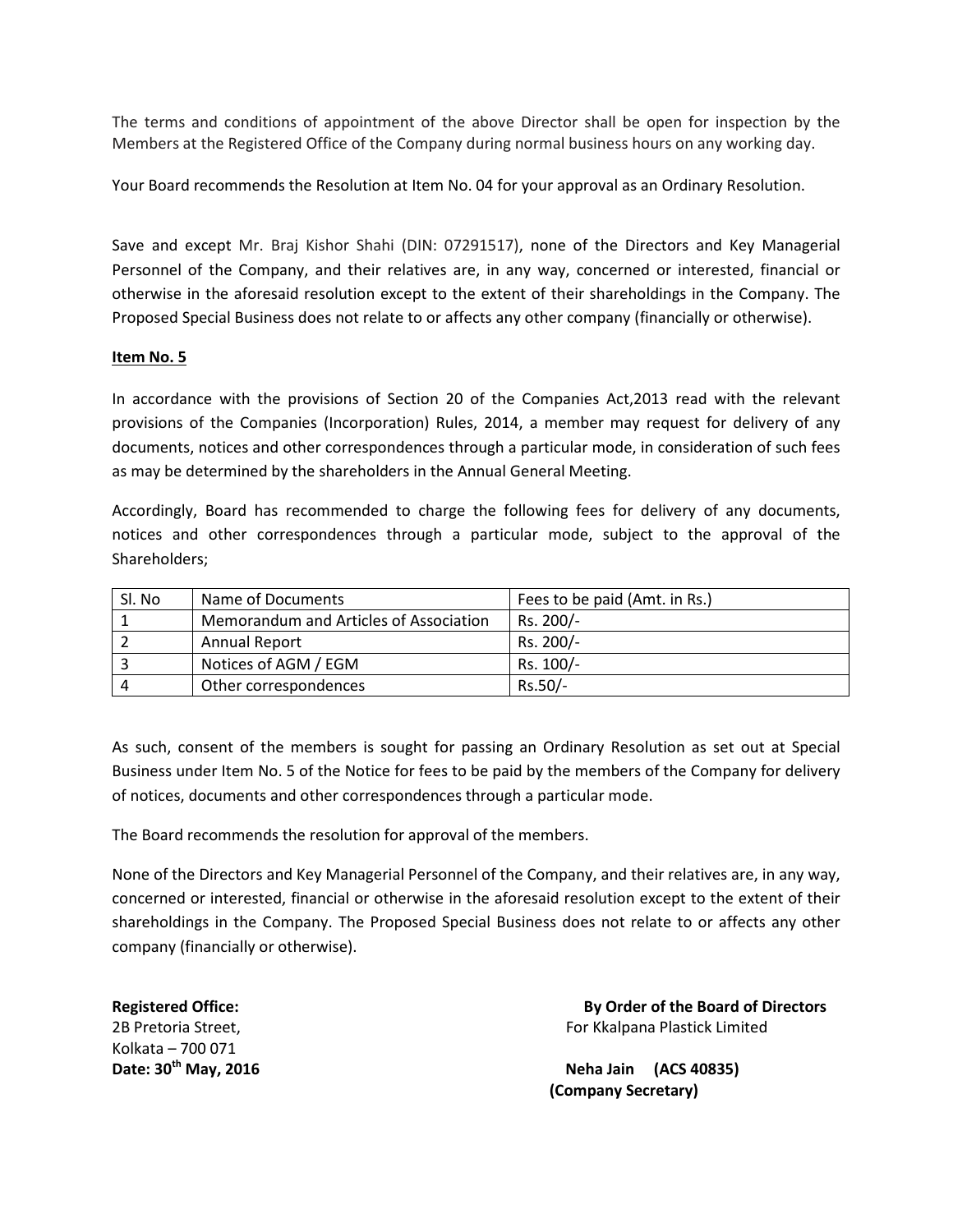The terms and conditions of appointment of the above Director shall be open for inspection by the Members at the Registered Office of the Company during normal business hours on any working day.

Your Board recommends the Resolution at Item No. 04 for your approval as an Ordinary Resolution.

Save and except Mr. Braj Kishor Shahi (DIN: 07291517), none of the Directors and Key Managerial Personnel of the Company, and their relatives are, in any way, concerned or interested, financial or otherwise in the aforesaid resolution except to the extent of their shareholdings in the Company. The Proposed Special Business does not relate to or affects any other company (financially or otherwise).

**Item No. 5**

In accordance with the provisions of Section 20 of the Companies Act,2013 read with the relevant provisions of the Companies (Incorporation) Rules, 2014, a member may request for delivery of any documents, notices and other correspondences through a particular mode, in consideration of such fees as may be determined by the shareholders in the Annual General Meeting.

Accordingly, Board has recommended to charge the following fees for delivery of any documents, notices and other correspondences through a particular mode, subject to the approval of the Shareholders;

| Sl. No | Name of Documents | Fees to be paid (Amt. in Rs.) |
|---|---|---|
| 1 | Memorandum and Articles of Association | Rs. 200/- |
| 2 | Annual Report | Rs. 200/- |
| 3 | Notices of AGM / EGM | Rs. 100/- |
| 4 | Other correspondences | Rs.50/- |

As such, consent of the members is sought for passing an Ordinary Resolution as set out at Special Business under Item No. 5 of the Notice for fees to be paid by the members of the Company for delivery of notices, documents and other correspondences through a particular mode.

The Board recommends the resolution for approval of the members.

None of the Directors and Key Managerial Personnel of the Company, and their relatives are, in any way, concerned or interested, financial or otherwise in the aforesaid resolution except to the extent of their shareholdings in the Company. The Proposed Special Business does not relate to or affects any other company (financially or otherwise).

**Registered Office:**
2B Pretoria Street,
Kolkata – 700 071
**Date: 30th May, 2016**

**By Order of the Board of Directors**
For Kkalpana Plastick Limited

**Neha Jain (ACS 40835)**
**(Company Secretary)**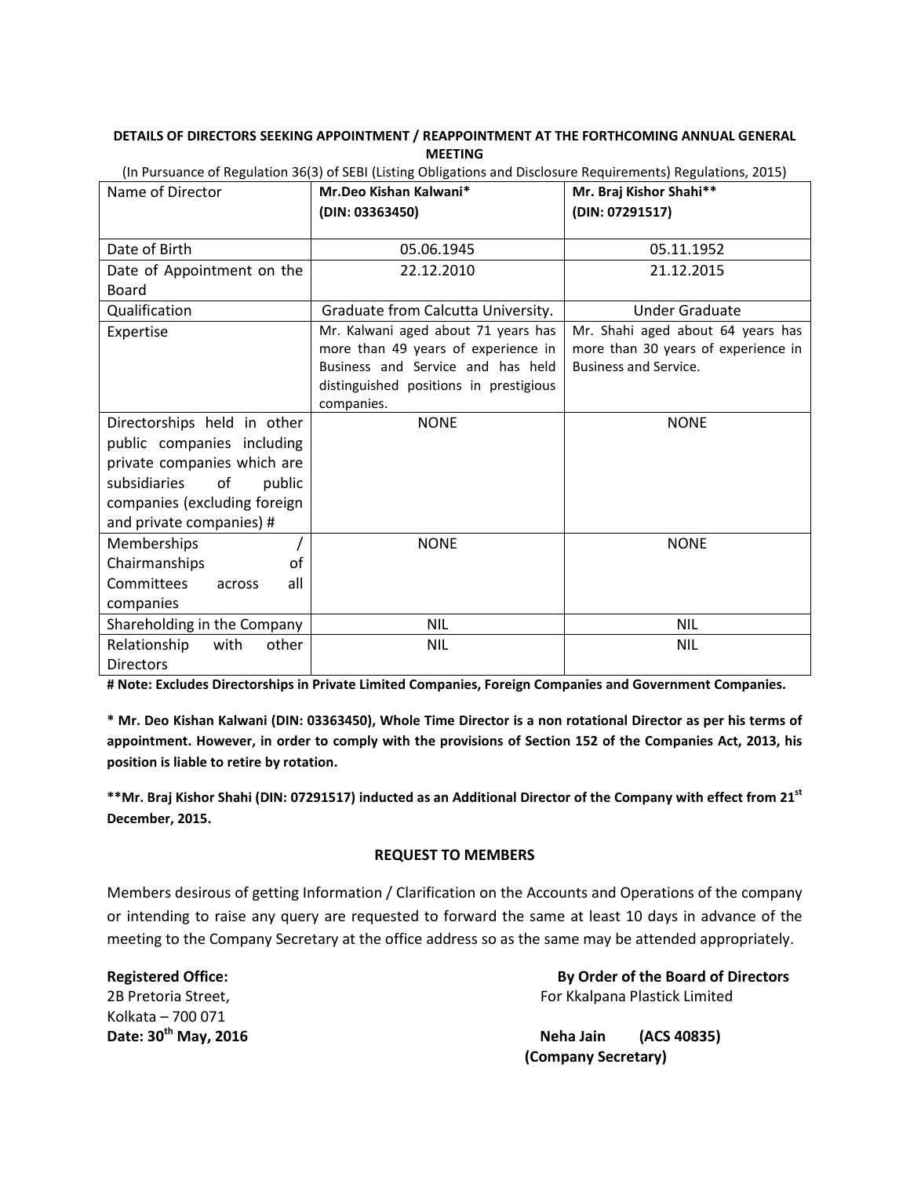**DETAILS OF DIRECTORS SEEKING APPOINTMENT / REAPPOINTMENT AT THE FORTHCOMING ANNUAL GENERAL MEETING**

(In Pursuance of Regulation 36(3) of SEBI (Listing Obligations and Disclosure Requirements) Regulations, 2015)

| Name of Director | **Mr.Deo Kishan Kalwani*** **(DIN: 03363450)** | **Mr. Braj Kishor Shahi**** **(DIN: 07291517)** |
|---|---|---|
| Date of Birth | 05.06.1945 | 05.11.1952 |
| Date of Appointment on the Board | 22.12.2010 | 21.12.2015 |
| Qualification | Graduate from Calcutta University. | Under Graduate |
| Expertise | Mr. Kalwani aged about 71 years has more than 49 years of experience in Business and Service and has held distinguished positions in prestigious companies. | Mr. Shahi aged about 64 years has more than 30 years of experience in Business and Service. |
| Directorships held in other public companies including private companies which are subsidiaries of public companies (excluding foreign and private companies) # | NONE | NONE |
| Memberships / Chairmanships of Committees across all companies | NONE | NONE |
| Shareholding in the Company | NIL | NIL |
| Relationship with other Directors | NIL | NIL |

**# Note: Excludes Directorships in Private Limited Companies, Foreign Companies and Government Companies.**

**\* Mr. Deo Kishan Kalwani (DIN: 03363450), Whole Time Director is a non rotational Director as per his terms of appointment. However, in order to comply with the provisions of Section 152 of the Companies Act, 2013, his position is liable to retire by rotation.**

**\*\*Mr. Braj Kishor Shahi (DIN: 07291517) inducted as an Additional Director of the Company with effect from 21st December, 2015.**

## REQUEST TO MEMBERS

Members desirous of getting Information / Clarification on the Accounts and Operations of the company or intending to raise any query are requested to forward the same at least 10 days in advance of the meeting to the Company Secretary at the office address so as the same may be attended appropriately.

**Registered Office:**
2B Pretoria Street,
Kolkata – 700 071
**Date: 30th May, 2016**

**By Order of the Board of Directors**
For Kkalpana Plastick Limited

**Neha Jain (ACS 40835)**
**(Company Secretary)**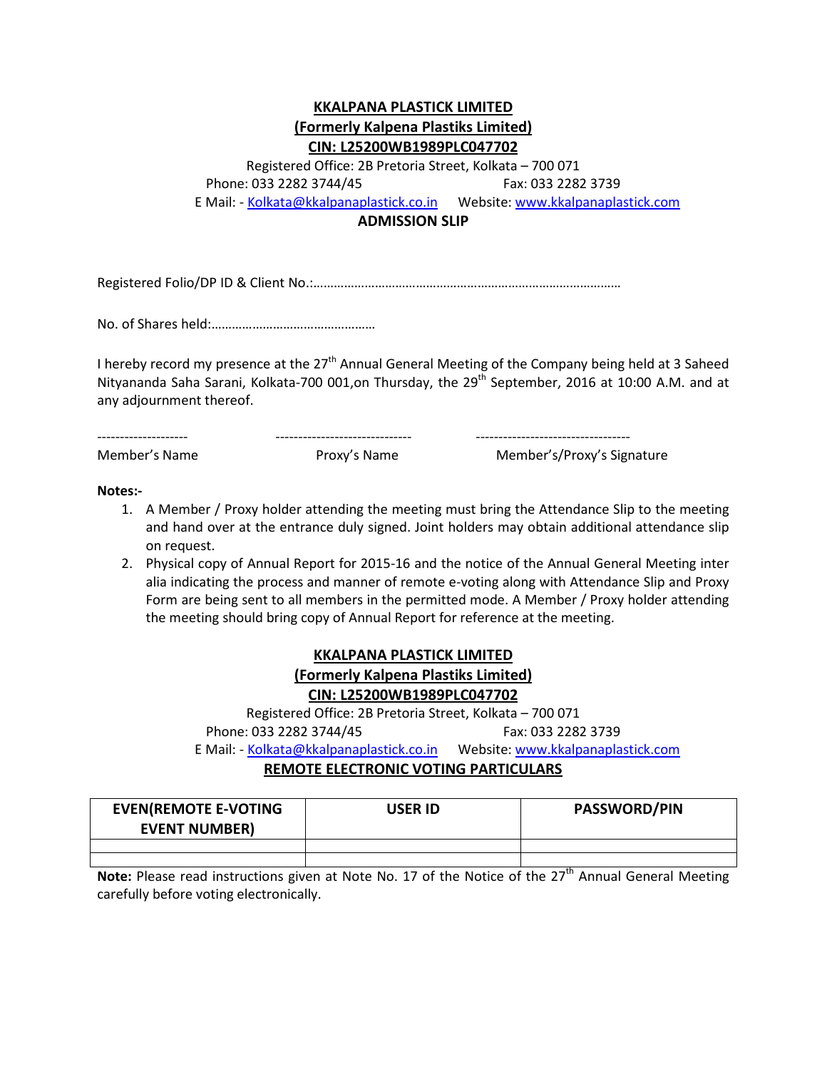**KKALPANA PLASTICK LIMITED**
**(Formerly Kalpena Plastiks Limited)**
**CIN: L25200WB1989PLC047702**

Registered Office: 2B Pretoria Street, Kolkata – 700 071

Phone: 033 2282 3744/45 Fax: 033 2282 3739

E Mail: - Kolkata@kkalpanaplastick.co.in Website: www.kkalpanaplastick.com

**ADMISSION SLIP**

Registered Folio/DP ID & Client No.:………………………………………………………………………………

No. of Shares held:…………………………………………

I hereby record my presence at the 27th Annual General Meeting of the Company being held at 3 Saheed Nityananda Saha Sarani, Kolkata-700 001,on Thursday, the 29th September, 2016 at 10:00 A.M. and at any adjournment thereof.

| -------------------- | ------------------------------ | ---------------------------------- |
|---|---|---|
| Member's Name | Proxy's Name | Member's/Proxy's Signature |

**Notes:-**

1. A Member / Proxy holder attending the meeting must bring the Attendance Slip to the meeting and hand over at the entrance duly signed. Joint holders may obtain additional attendance slip on request.
2. Physical copy of Annual Report for 2015-16 and the notice of the Annual General Meeting inter alia indicating the process and manner of remote e-voting along with Attendance Slip and Proxy Form are being sent to all members in the permitted mode. A Member / Proxy holder attending the meeting should bring copy of Annual Report for reference at the meeting.

**KKALPANA PLASTICK LIMITED**
**(Formerly Kalpena Plastiks Limited)**
**CIN: L25200WB1989PLC047702**

Registered Office: 2B Pretoria Street, Kolkata – 700 071

Phone: 033 2282 3744/45 Fax: 033 2282 3739

E Mail: - Kolkata@kkalpanaplastick.co.in Website: www.kkalpanaplastick.com

**REMOTE ELECTRONIC VOTING PARTICULARS**

| EVEN(REMOTE E-VOTING EVENT NUMBER) | USER ID | PASSWORD/PIN |
|---|---|---|
| | | |
| | | |

**Note:** Please read instructions given at Note No. 17 of the Notice of the 27th Annual General Meeting carefully before voting electronically.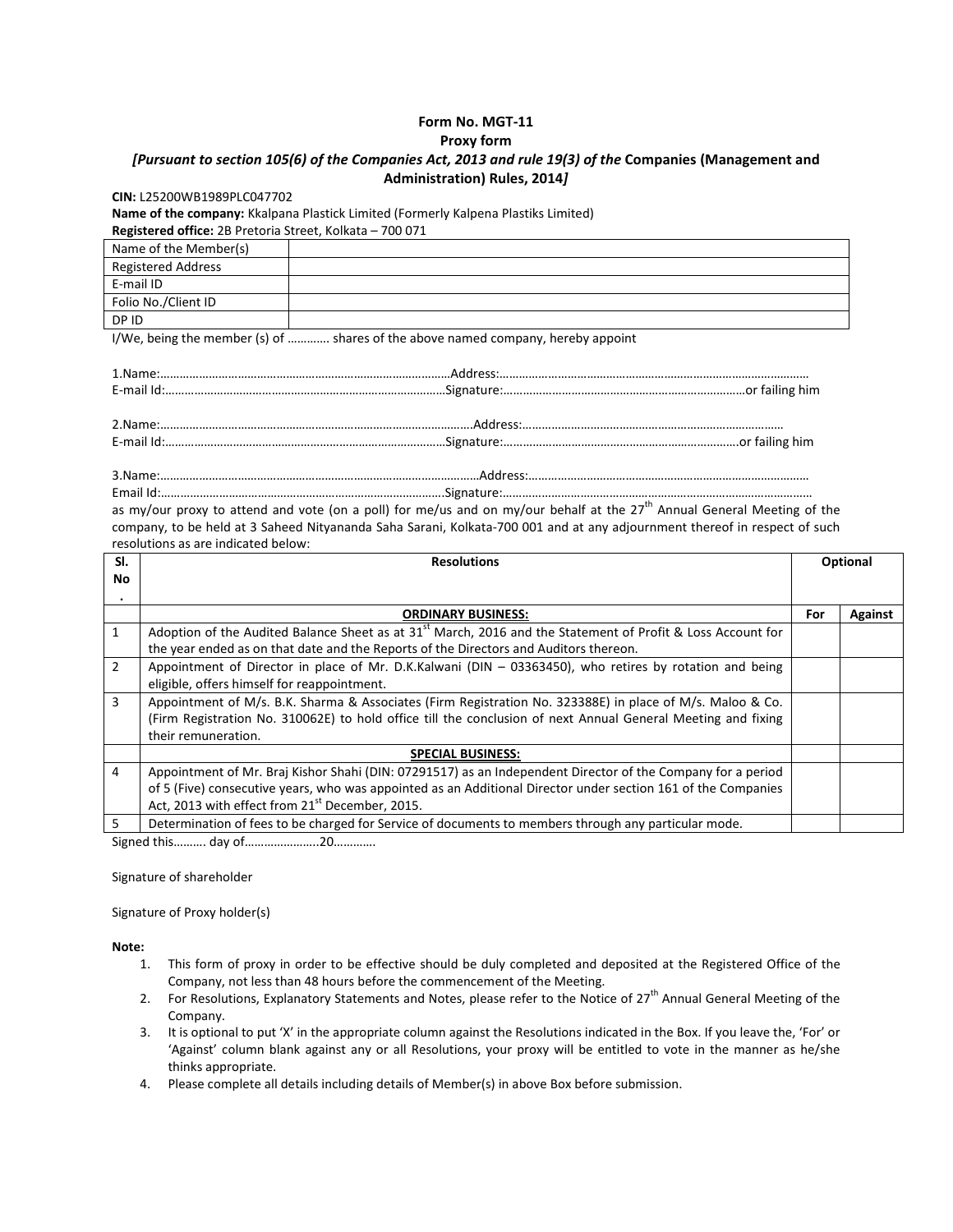**Form No. MGT-11**

**Proxy form**

***[Pursuant to section 105(6) of the Companies Act, 2013 and rule 19(3) of the* Companies (Management and Administration) Rules, 2014*]***

**CIN:** L25200WB1989PLC047702

**Name of the company:** Kkalpana Plastick Limited (Formerly Kalpena Plastiks Limited)

**Registered office:** 2B Pretoria Street, Kolkata – 700 071

| Name of the Member(s) | |
|---|---|
| Registered Address | |
| E-mail ID | |
| Folio No./Client ID | |
| DP ID | |

I/We, being the member (s) of ………… shares of the above named company, hereby appoint

1.Name:……………………………………………………………………………Address:……………………………………………………………………………………
E-mail Id:……………………………………………………………………………Signature:…………………………………………………………………or failing him

2.Name:……………………………………………………………………………………Address:……………………………………………………………………
E-mail Id:……………………………………………………………………………Signature:………………………………………………………………or failing him

3.Name:……………………………………………………………………………………Address:……………………………………………………………………………
Email Id:……………………………………………………………………………Signature:……………………………………………………………………………………

as my/our proxy to attend and vote (on a poll) for me/us and on my/our behalf at the 27th Annual General Meeting of the company, to be held at 3 Saheed Nityananda Saha Sarani, Kolkata-700 001 and at any adjournment thereof in respect of such resolutions as are indicated below:

| Sl. No. | Resolutions | Optional | |
|---|---|---|---|
| | **ORDINARY BUSINESS:** | **For** | **Against** |
| 1 | Adoption of the Audited Balance Sheet as at 31st March, 2016 and the Statement of Profit & Loss Account for the year ended as on that date and the Reports of the Directors and Auditors thereon. | | |
| 2 | Appointment of Director in place of Mr. D.K.Kalwani (DIN – 03363450), who retires by rotation and being eligible, offers himself for reappointment. | | |
| 3 | Appointment of M/s. B.K. Sharma & Associates (Firm Registration No. 323388E) in place of M/s. Maloo & Co. (Firm Registration No. 310062E) to hold office till the conclusion of next Annual General Meeting and fixing their remuneration. | | |
| | **SPECIAL BUSINESS:** | | |
| 4 | Appointment of Mr. Braj Kishor Shahi (DIN: 07291517) as an Independent Director of the Company for a period of 5 (Five) consecutive years, who was appointed as an Additional Director under section 161 of the Companies Act, 2013 with effect from 21st December, 2015. | | |
| 5 | Determination of fees to be charged for Service of documents to members through any particular mode. | | |

Signed this………. day of…………………..20…………

Signature of shareholder

Signature of Proxy holder(s)

**Note:**

1. This form of proxy in order to be effective should be duly completed and deposited at the Registered Office of the Company, not less than 48 hours before the commencement of the Meeting.
2. For Resolutions, Explanatory Statements and Notes, please refer to the Notice of 27th Annual General Meeting of the Company.
3. It is optional to put 'X' in the appropriate column against the Resolutions indicated in the Box. If you leave the, 'For' or 'Against' column blank against any or all Resolutions, your proxy will be entitled to vote in the manner as he/she thinks appropriate.
4. Please complete all details including details of Member(s) in above Box before submission.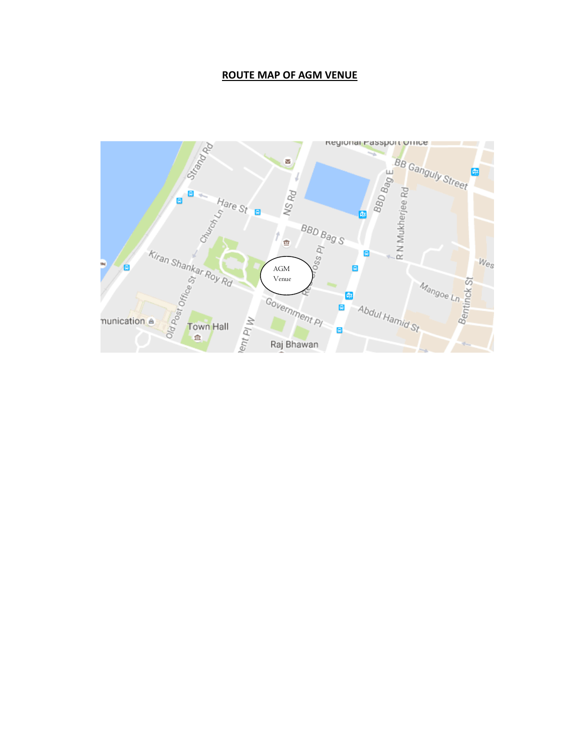## ROUTE MAP OF AGM VENUE

Regional Passport Office

BB Ganguly Street

Strand Rd

Hare St

NS Rd

BBD Bag E

R N Mukherjee Rd

BBD Bag S

Church Ln

Kiran Shankar Roy Rd

AGM Venue

Red Cross Pl

Wes

Mangoe Ln

Bentinck St

Old Post Office St

Government Pl

Abdul Hamid St

munication

Town Hall

Government Pl W

Raj Bhawan